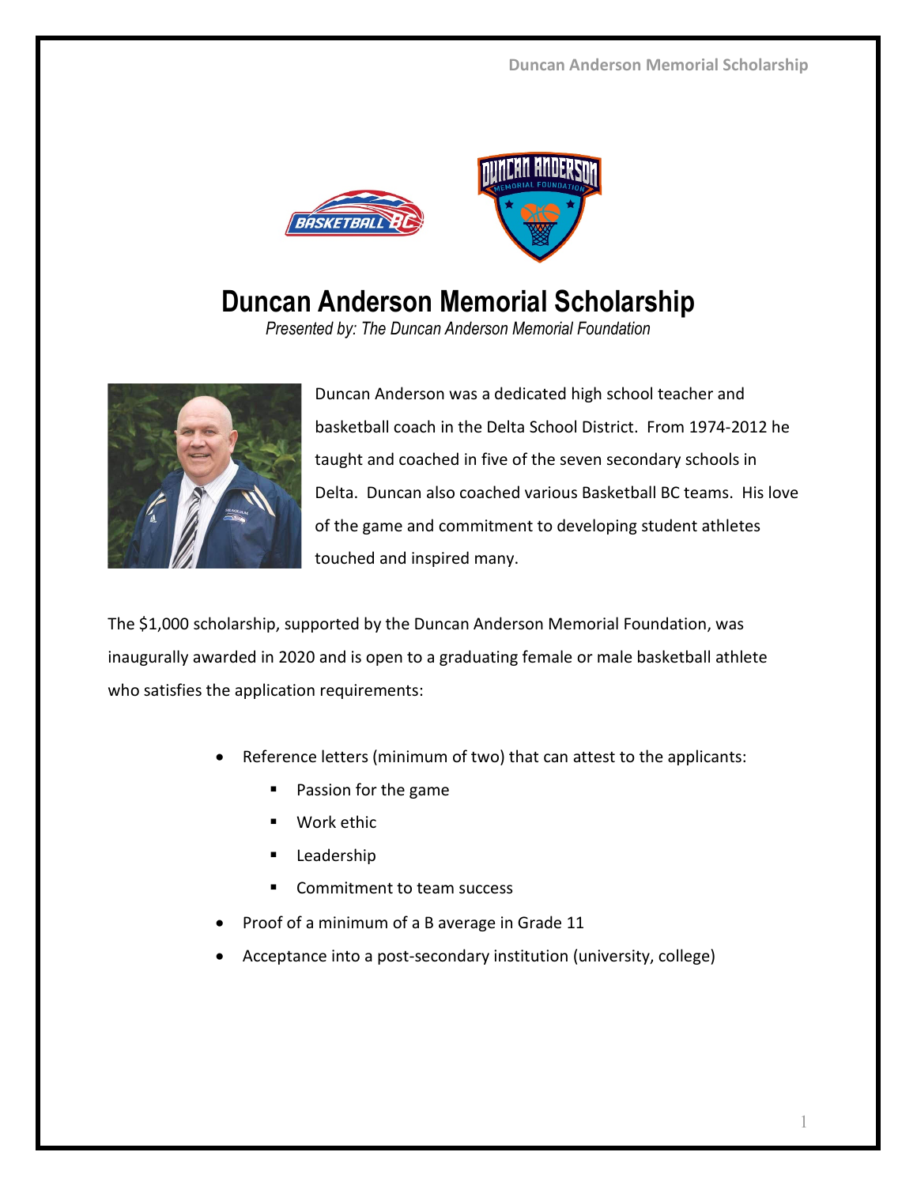# Duncan Anderson Memorial Scholarship

*Presented by: The Duncan Anderson Memorial Foundation*

Duncan Anderson was a dedicated high school teacher and basketball coach in the Delta School District. From 1974-2012 he taught and coached in five of the seven secondary schools in Delta. Duncan also coached various Basketball BC teams. His love of the game and commitment to developing student athletes touched and inspired many.

The $1,000 scholarship, supported by the Duncan Anderson Memorial Foundation, was inaugurally awarded in 2020 and is open to a graduating female or male basketball athlete who satisfies the application requirements:

- Reference letters (minimum of two) that can attest to the applicants:
  - Passion for the game
  - Work ethic
  - Leadership
  - Commitment to team success
- Proof of a minimum of a B average in Grade 11
- Acceptance into a post-secondary institution (university, college)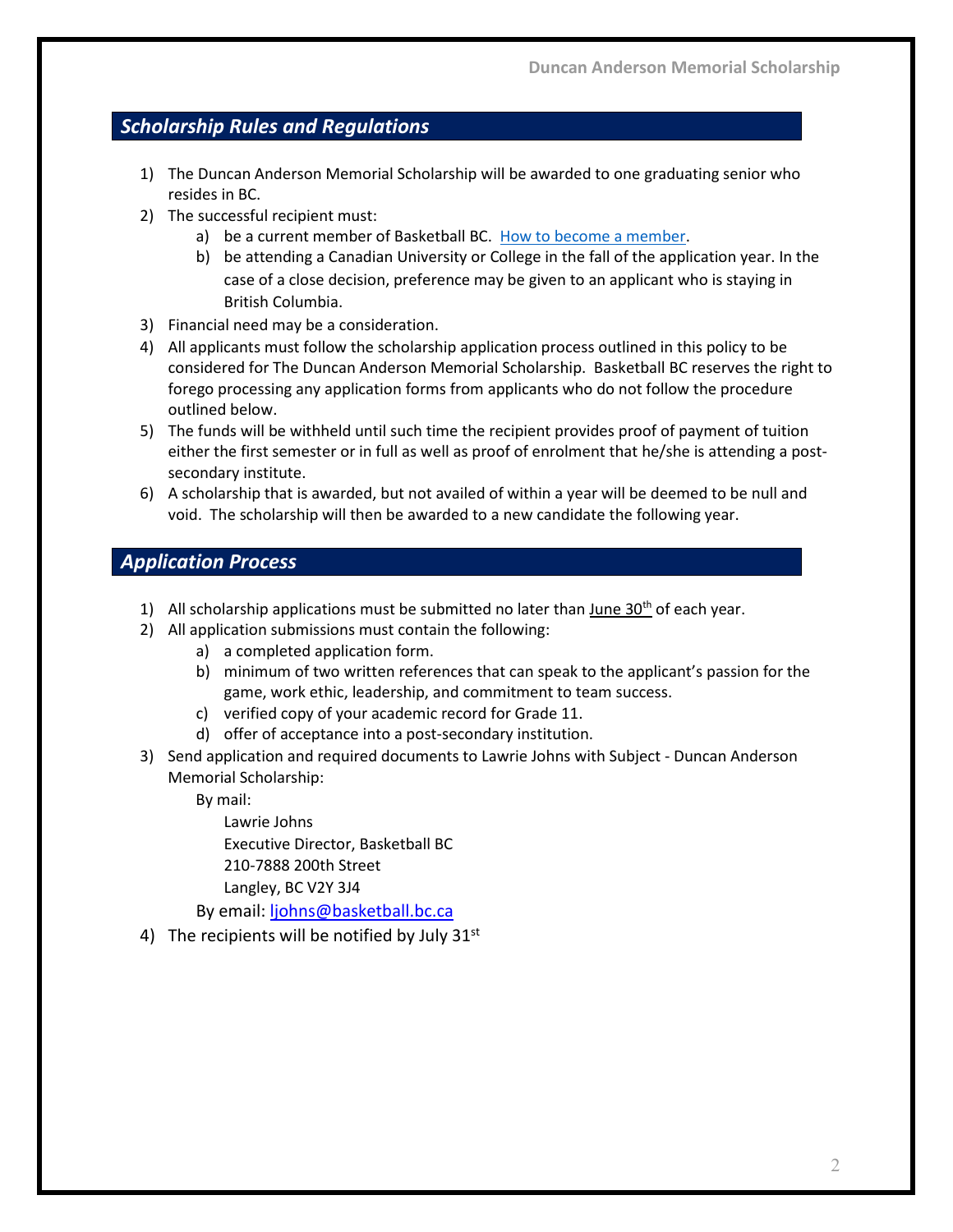## *Scholarship Rules and Regulations*

1) The Duncan Anderson Memorial Scholarship will be awarded to one graduating senior who resides in BC.
2) The successful recipient must:
   a) be a current member of Basketball BC. [How to become a member](#).
   b) be attending a Canadian University or College in the fall of the application year. In the case of a close decision, preference may be given to an applicant who is staying in British Columbia.
3) Financial need may be a consideration.
4) All applicants must follow the scholarship application process outlined in this policy to be considered for The Duncan Anderson Memorial Scholarship. Basketball BC reserves the right to forego processing any application forms from applicants who do not follow the procedure outlined below.
5) The funds will be withheld until such time the recipient provides proof of payment of tuition either the first semester or in full as well as proof of enrolment that he/she is attending a post-secondary institute.
6) A scholarship that is awarded, but not availed of within a year will be deemed to be null and void. The scholarship will then be awarded to a new candidate the following year.

## *Application Process*

1) All scholarship applications must be submitted no later than <u>June 30th</u> of each year.
2) All application submissions must contain the following:
   a) a completed application form.
   b) minimum of two written references that can speak to the applicant's passion for the game, work ethic, leadership, and commitment to team success.
   c) verified copy of your academic record for Grade 11.
   d) offer of acceptance into a post-secondary institution.
3) Send application and required documents to Lawrie Johns with Subject - Duncan Anderson Memorial Scholarship:

   By mail:

   Lawrie Johns
   Executive Director, Basketball BC
   210-7888 200th Street
   Langley, BC V2Y 3J4

   By email: [ljohns@basketball.bc.ca](mailto:ljohns@basketball.bc.ca)
4) The recipients will be notified by July 31st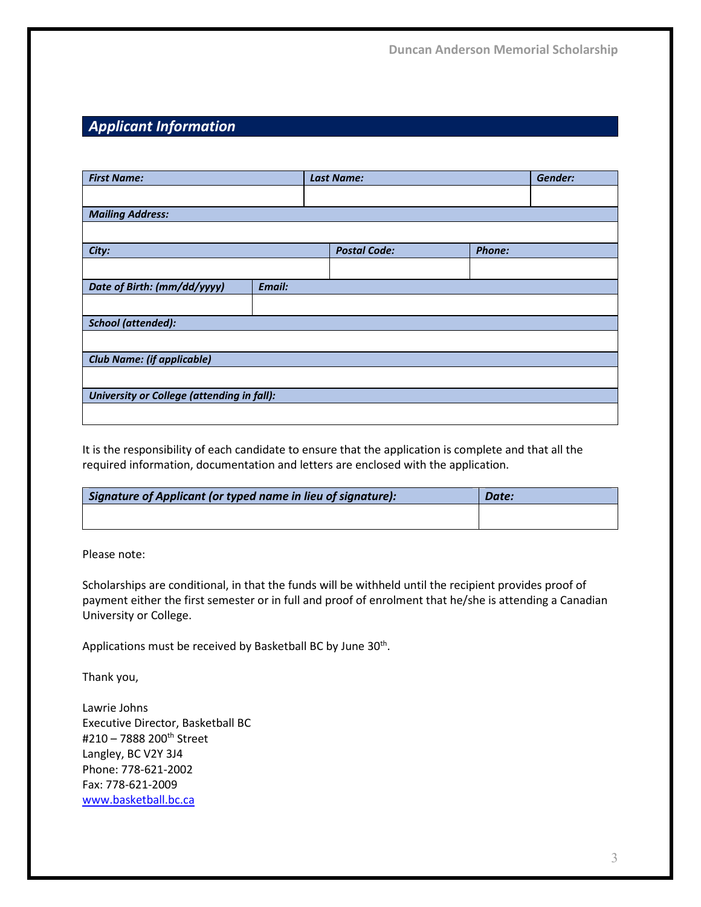## Applicant Information

| | | |
|---|---|---|
| ***First Name:*** | ***Last Name:*** | ***Gender:*** |
| | | |
| ***Mailing Address:*** | | |
| | | |
| ***City:*** | ***Postal Code:*** | ***Phone:*** |
| | | |
| ***Date of Birth: (mm/dd/yyyy)*** | ***Email:*** | |
| | | |
| ***School (attended):*** | | |
| | | |
| ***Club Name: (if applicable)*** | | |
| | | |
| ***University or College (attending in fall):*** | | |
| | | |

It is the responsibility of each candidate to ensure that the application is complete and that all the required information, documentation and letters are enclosed with the application.

| ***Signature of Applicant (or typed name in lieu of signature):*** | ***Date:*** |
|---|---|
| | |

Please note:

Scholarships are conditional, in that the funds will be withheld until the recipient provides proof of payment either the first semester or in full and proof of enrolment that he/she is attending a Canadian University or College.

Applications must be received by Basketball BC by June 30th.

Thank you,

Lawrie Johns
Executive Director, Basketball BC
#210 – 7888 200th Street
Langley, BC V2Y 3J4
Phone: 778-621-2002
Fax: 778-621-2009
www.basketball.bc.ca